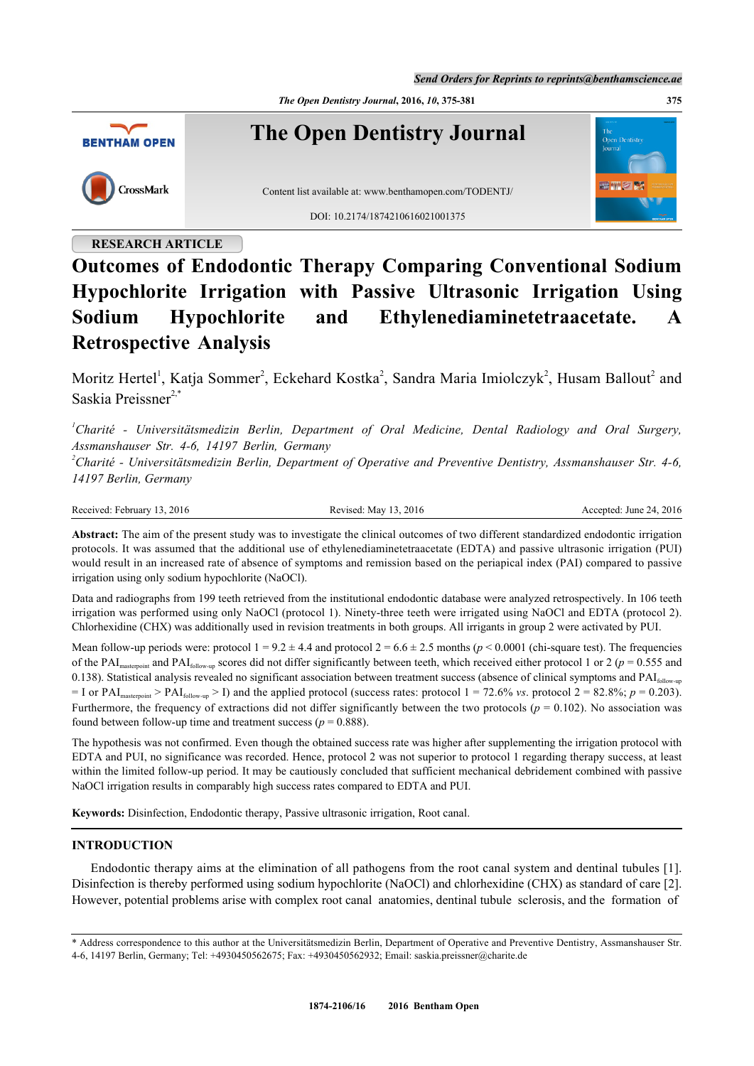RESEARCH ARTICLE

# Outcomes of Endodontic Therapy Comparing Conventional Sodium Hypochlorite Irrigation with Passive Ultrasonic Irrigation Using Sodium Hypochlorite and Ethylenediaminetetraacetate. A Retrospective Analysis

Moritz Hertel[1], Katja Sommer[2], Eckehard Kostka[2], Sandra Maria Imiolczyk[2], Husam Ballout[2] and Saskia Preissner[2,*]

*[1]Charité - Universitätsmedizin Berlin, Department of Oral Medicine, Dental Radiology and Oral Surgery, Assmanshauser Str. 4-6, 14197 Berlin, Germany*

*[2]Charité - Universitätsmedizin Berlin, Department of Operative and Preventive Dentistry, Assmanshauser Str. 4-6, 14197 Berlin, Germany*

Received: February 13, 2016 | Revised: May 13, 2016 | Accepted: June 24, 2016

**Abstract:** The aim of the present study was to investigate the clinical outcomes of two different standardized endodontic irrigation protocols. It was assumed that the additional use of ethylenediaminetetraacetate (EDTA) and passive ultrasonic irrigation (PUI) would result in an increased rate of absence of symptoms and remission based on the periapical index (PAI) compared to passive irrigation using only sodium hypochlorite (NaOCl).

Data and radiographs from 199 teeth retrieved from the institutional endodontic database were analyzed retrospectively. In 106 teeth irrigation was performed using only NaOCl (protocol 1). Ninety-three teeth were irrigated using NaOCl and EDTA (protocol 2). Chlorhexidine (CHX) was additionally used in revision treatments in both groups. All irrigants in group 2 were activated by PUI.

Mean follow-up periods were: protocol 1 = 9.2 ± 4.4 and protocol 2 = 6.6 ± 2.5 months ($p < 0.0001$ (chi-square test). The frequencies of the $PAI_{masterpoint}$ and $PAI_{follow\text{-}up}$ scores did not differ significantly between teeth, which received either protocol 1 or 2 ($p = 0.555$ and 0.138). Statistical analysis revealed no significant association between treatment success (absence of clinical symptoms and $PAI_{follow\text{-}up}$ = I or $PAI_{masterpoint} > PAI_{follow\text{-}up} > I$) and the applied protocol (success rates: protocol 1 = 72.6% *vs.* protocol 2 = 82.8%; $p = 0.203$). Furthermore, the frequency of extractions did not differ significantly between the two protocols ($p = 0.102$). No association was found between follow-up time and treatment success ($p = 0.888$).

The hypothesis was not confirmed. Even though the obtained success rate was higher after supplementing the irrigation protocol with EDTA and PUI, no significance was recorded. Hence, protocol 2 was not superior to protocol 1 regarding therapy success, at least within the limited follow-up period. It may be cautiously concluded that sufficient mechanical debridement combined with passive NaOCl irrigation results in comparably high success rates compared to EDTA and PUI.

**Keywords:** Disinfection, Endodontic therapy, Passive ultrasonic irrigation, Root canal.

## INTRODUCTION

Endodontic therapy aims at the elimination of all pathogens from the root canal system and dentinal tubules [1]. Disinfection is thereby performed using sodium hypochlorite (NaOCl) and chlorhexidine (CHX) as standard of care [2]. However, potential problems arise with complex root canal anatomies, dentinal tubule sclerosis, and the formation of

* Address correspondence to this author at the Universitätsmedizin Berlin, Department of Operative and Preventive Dentistry, Assmanshauser Str. 4-6, 14197 Berlin, Germany; Tel: +4930450562675; Fax: +4930450562932; Email: saskia.preissner@charite.de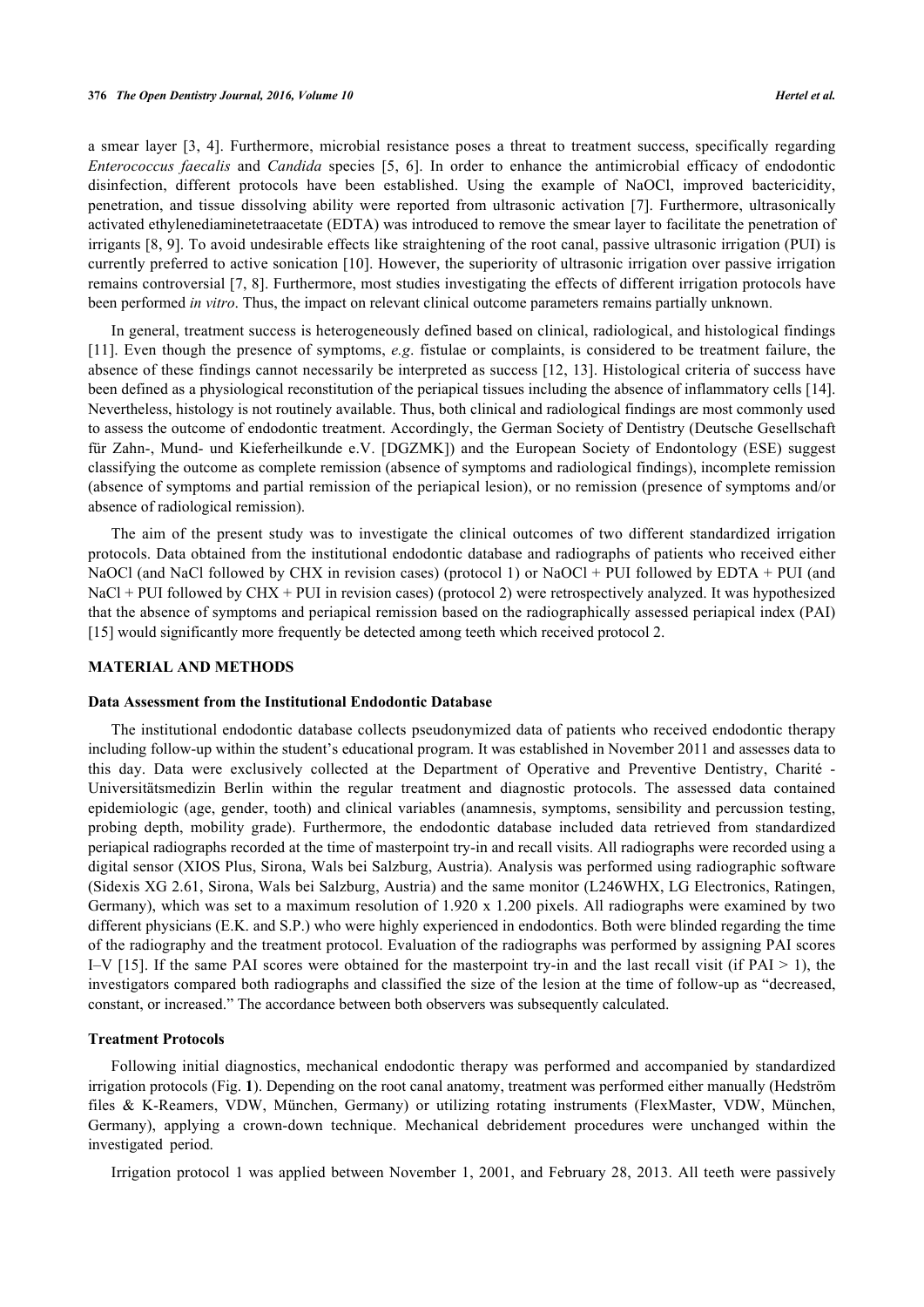a smear layer [3, 4]. Furthermore, microbial resistance poses a threat to treatment success, specifically regarding *Enterococcus faecalis* and *Candida* species [5, 6]. In order to enhance the antimicrobial efficacy of endodontic disinfection, different protocols have been established. Using the example of NaOCl, improved bactericidity, penetration, and tissue dissolving ability were reported from ultrasonic activation [7]. Furthermore, ultrasonically activated ethylenediaminetetraacetate (EDTA) was introduced to remove the smear layer to facilitate the penetration of irrigants [8, 9]. To avoid undesirable effects like straightening of the root canal, passive ultrasonic irrigation (PUI) is currently preferred to active sonication [10]. However, the superiority of ultrasonic irrigation over passive irrigation remains controversial [7, 8]. Furthermore, most studies investigating the effects of different irrigation protocols have been performed *in vitro*. Thus, the impact on relevant clinical outcome parameters remains partially unknown.

In general, treatment success is heterogeneously defined based on clinical, radiological, and histological findings [11]. Even though the presence of symptoms, *e.g.* fistulae or complaints, is considered to be treatment failure, the absence of these findings cannot necessarily be interpreted as success [12, 13]. Histological criteria of success have been defined as a physiological reconstitution of the periapical tissues including the absence of inflammatory cells [14]. Nevertheless, histology is not routinely available. Thus, both clinical and radiological findings are most commonly used to assess the outcome of endodontic treatment. Accordingly, the German Society of Dentistry (Deutsche Gesellschaft für Zahn-, Mund- und Kieferheilkunde e.V. [DGZMK]) and the European Society of Endontology (ESE) suggest classifying the outcome as complete remission (absence of symptoms and radiological findings), incomplete remission (absence of symptoms and partial remission of the periapical lesion), or no remission (presence of symptoms and/or absence of radiological remission).

The aim of the present study was to investigate the clinical outcomes of two different standardized irrigation protocols. Data obtained from the institutional endodontic database and radiographs of patients who received either NaOCl (and NaCl followed by CHX in revision cases) (protocol 1) or NaOCl + PUI followed by EDTA + PUI (and NaCl + PUI followed by CHX + PUI in revision cases) (protocol 2) were retrospectively analyzed. It was hypothesized that the absence of symptoms and periapical remission based on the radiographically assessed periapical index (PAI) [15] would significantly more frequently be detected among teeth which received protocol 2.

## MATERIAL AND METHODS

### Data Assessment from the Institutional Endodontic Database

The institutional endodontic database collects pseudonymized data of patients who received endodontic therapy including follow-up within the student's educational program. It was established in November 2011 and assesses data to this day. Data were exclusively collected at the Department of Operative and Preventive Dentistry, Charité - Universitätsmedizin Berlin within the regular treatment and diagnostic protocols. The assessed data contained epidemiologic (age, gender, tooth) and clinical variables (anamnesis, symptoms, sensibility and percussion testing, probing depth, mobility grade). Furthermore, the endodontic database included data retrieved from standardized periapical radiographs recorded at the time of masterpoint try-in and recall visits. All radiographs were recorded using a digital sensor (XIOS Plus, Sirona, Wals bei Salzburg, Austria). Analysis was performed using radiographic software (Sidexis XG 2.61, Sirona, Wals bei Salzburg, Austria) and the same monitor (L246WHX, LG Electronics, Ratingen, Germany), which was set to a maximum resolution of 1.920 x 1.200 pixels. All radiographs were examined by two different physicians (E.K. and S.P.) who were highly experienced in endodontics. Both were blinded regarding the time of the radiography and the treatment protocol. Evaluation of the radiographs was performed by assigning PAI scores I–V [15]. If the same PAI scores were obtained for the masterpoint try-in and the last recall visit (if PAI > 1), the investigators compared both radiographs and classified the size of the lesion at the time of follow-up as "decreased, constant, or increased." The accordance between both observers was subsequently calculated.

### Treatment Protocols

Following initial diagnostics, mechanical endodontic therapy was performed and accompanied by standardized irrigation protocols (Fig. **1**). Depending on the root canal anatomy, treatment was performed either manually (Hedström files & K-Reamers, VDW, München, Germany) or utilizing rotating instruments (FlexMaster, VDW, München, Germany), applying a crown-down technique. Mechanical debridement procedures were unchanged within the investigated period.

Irrigation protocol 1 was applied between November 1, 2001, and February 28, 2013. All teeth were passively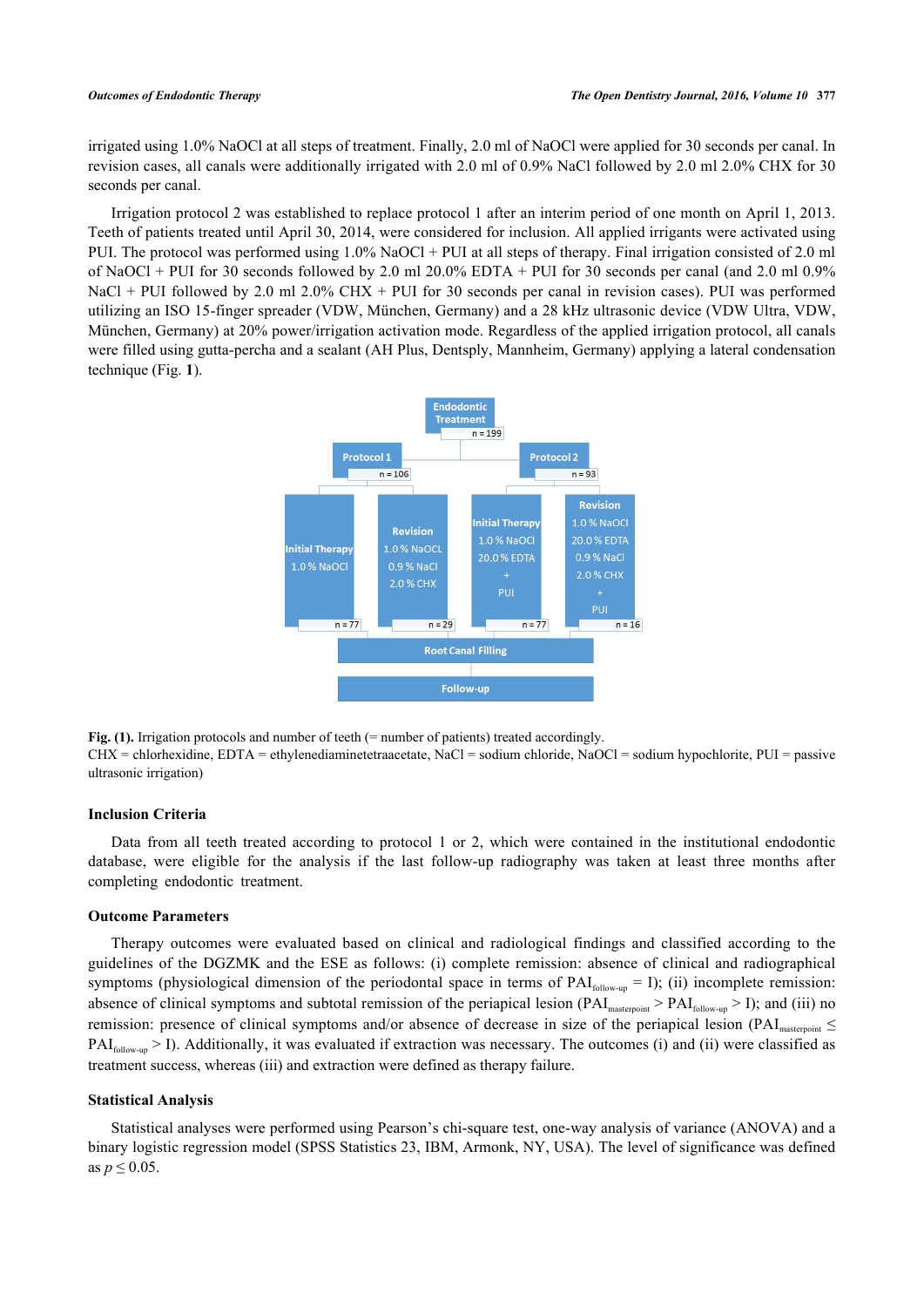irrigated using 1.0% NaOCl at all steps of treatment. Finally, 2.0 ml of NaOCl were applied for 30 seconds per canal. In revision cases, all canals were additionally irrigated with 2.0 ml of 0.9% NaCl followed by 2.0 ml 2.0% CHX for 30 seconds per canal.

Irrigation protocol 2 was established to replace protocol 1 after an interim period of one month on April 1, 2013. Teeth of patients treated until April 30, 2014, were considered for inclusion. All applied irrigants were activated using PUI. The protocol was performed using 1.0% NaOCl + PUI at all steps of therapy. Final irrigation consisted of 2.0 ml of NaOCl + PUI for 30 seconds followed by 2.0 ml 20.0% EDTA + PUI for 30 seconds per canal (and 2.0 ml 0.9% NaCl + PUI followed by 2.0 ml 2.0% CHX + PUI for 30 seconds per canal in revision cases). PUI was performed utilizing an ISO 15-finger spreader (VDW, München, Germany) and a 28 kHz ultrasonic device (VDW Ultra, VDW, München, Germany) at 20% power/irrigation activation mode. Regardless of the applied irrigation protocol, all canals were filled using gutta-percha and a sealant (AH Plus, Dentsply, Mannheim, Germany) applying a lateral condensation technique (Fig. **1**).

**Fig. (1).** Irrigation protocols and number of teeth (= number of patients) treated accordingly.
CHX = chlorhexidine, EDTA = ethylenediaminetetraacetate, NaCl = sodium chloride, NaOCl = sodium hypochlorite, PUI = passive ultrasonic irrigation)

### Inclusion Criteria

Data from all teeth treated according to protocol 1 or 2, which were contained in the institutional endodontic database, were eligible for the analysis if the last follow-up radiography was taken at least three months after completing endodontic treatment.

### Outcome Parameters

Therapy outcomes were evaluated based on clinical and radiological findings and classified according to the guidelines of the DGZMK and the ESE as follows: (i) complete remission: absence of clinical and radiographical symptoms (physiological dimension of the periodontal space in terms of $PAI_{follow\text{-}up} = I$); (ii) incomplete remission: absence of clinical symptoms and subtotal remission of the periapical lesion ($PAI_{masterpoint} > PAI_{follow\text{-}up} > I$); and (iii) no remission: presence of clinical symptoms and/or absence of decrease in size of the periapical lesion ($PAI_{masterpoint} \leq PAI_{follow\text{-}up} > I$). Additionally, it was evaluated if extraction was necessary. The outcomes (i) and (ii) were classified as treatment success, whereas (iii) and extraction were defined as therapy failure.

### Statistical Analysis

Statistical analyses were performed using Pearson's chi-square test, one-way analysis of variance (ANOVA) and a binary logistic regression model (SPSS Statistics 23, IBM, Armonk, NY, USA). The level of significance was defined as $p \leq 0.05$.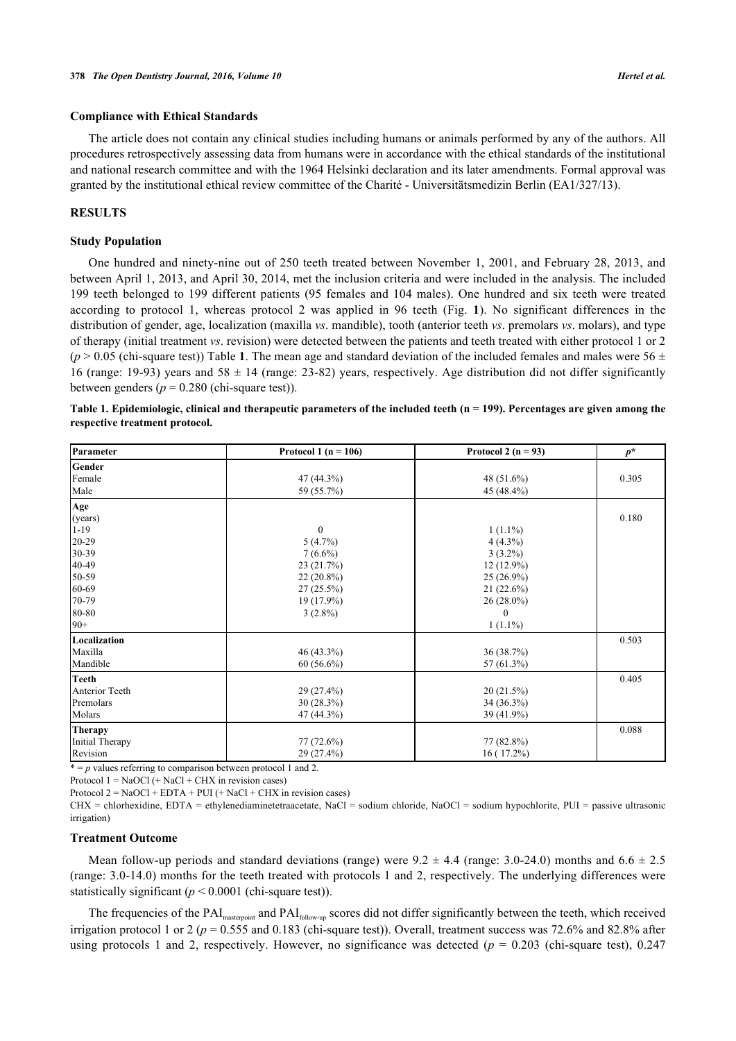### Compliance with Ethical Standards

The article does not contain any clinical studies including humans or animals performed by any of the authors. All procedures retrospectively assessing data from humans were in accordance with the ethical standards of the institutional and national research committee and with the 1964 Helsinki declaration and its later amendments. Formal approval was granted by the institutional ethical review committee of the Charité - Universitätsmedizin Berlin (EA1/327/13).

## RESULTS

### Study Population

One hundred and ninety-nine out of 250 teeth treated between November 1, 2001, and February 28, 2013, and between April 1, 2013, and April 30, 2014, met the inclusion criteria and were included in the analysis. The included 199 teeth belonged to 199 different patients (95 females and 104 males). One hundred and six teeth were treated according to protocol 1, whereas protocol 2 was applied in 96 teeth (Fig. **1**). No significant differences in the distribution of gender, age, localization (maxilla *vs*. mandible), tooth (anterior teeth *vs*. premolars *vs*. molars), and type of therapy (initial treatment *vs*. revision) were detected between the patients and teeth treated with either protocol 1 or 2 ($p > 0.05$ (chi-square test)) Table **1**. The mean age and standard deviation of the included females and males were 56 ± 16 (range: 19-93) years and 58 ± 14 (range: 23-82) years, respectively. Age distribution did not differ significantly between genders ($p = 0.280$ (chi-square test)).

**Table 1. Epidemiologic, clinical and therapeutic parameters of the included teeth (n = 199). Percentages are given among the respective treatment protocol.**

| Parameter | Protocol 1 (n = 106) | Protocol 2 (n = 93) | $p$* |
|---|---|---|---|
| **Gender** | | | |
| Female | 47 (44.3%) | 48 (51.6%) | 0.305 |
| Male | 59 (55.7%) | 45 (48.4%) | |
| **Age** | | | |
| (years) | | | 0.180 |
| 1-19 | 0 | 1 (1.1%) | |
| 20-29 | 5 (4.7%) | 4 (4.3%) | |
| 30-39 | 7 (6.6%) | 3 (3.2%) | |
| 40-49 | 23 (21.7%) | 12 (12.9%) | |
| 50-59 | 22 (20.8%) | 25 (26.9%) | |
| 60-69 | 27 (25.5%) | 21 (22.6%) | |
| 70-79 | 19 (17.9%) | 26 (28.0%) | |
| 80-80 | 3 (2.8%) | 0 | |
| 90+ | | 1 (1.1%) | |
| **Localization** | | | 0.503 |
| Maxilla | 46 (43.3%) | 36 (38.7%) | |
| Mandible | 60 (56.6%) | 57 (61.3%) | |
| **Teeth** | | | 0.405 |
| Anterior Teeth | 29 (27.4%) | 20 (21.5%) | |
| Premolars | 30 (28.3%) | 34 (36.3%) | |
| Molars | 47 (44.3%) | 39 (41.9%) | |
| **Therapy** | | | 0.088 |
| Initial Therapy | 77 (72.6%) | 77 (82.8%) | |
| Revision | 29 (27.4%) | 16 ( 17.2%) | |

\* = $p$ values referring to comparison between protocol 1 and 2.

Protocol 1 = NaOCl (+ NaCl + CHX in revision cases)

Protocol 2 = NaOCl + EDTA + PUI (+ NaCl + CHX in revision cases)

CHX = chlorhexidine, EDTA = ethylenediaminetetraacetate, NaCl = sodium chloride, NaOCl = sodium hypochlorite, PUI = passive ultrasonic irrigation)

### Treatment Outcome

Mean follow-up periods and standard deviations (range) were 9.2 ± 4.4 (range: 3.0-24.0) months and 6.6 ± 2.5 (range: 3.0-14.0) months for the teeth treated with protocols 1 and 2, respectively. The underlying differences were statistically significant ($p < 0.0001$ (chi-square test)).

The frequencies of the $PAI_{masterpoint}$ and $PAI_{follow\text{-}up}$ scores did not differ significantly between the teeth, which received irrigation protocol 1 or 2 ($p = 0.555$ and 0.183 (chi-square test)). Overall, treatment success was 72.6% and 82.8% after using protocols 1 and 2, respectively. However, no significance was detected ($p = 0.203$ (chi-square test), 0.247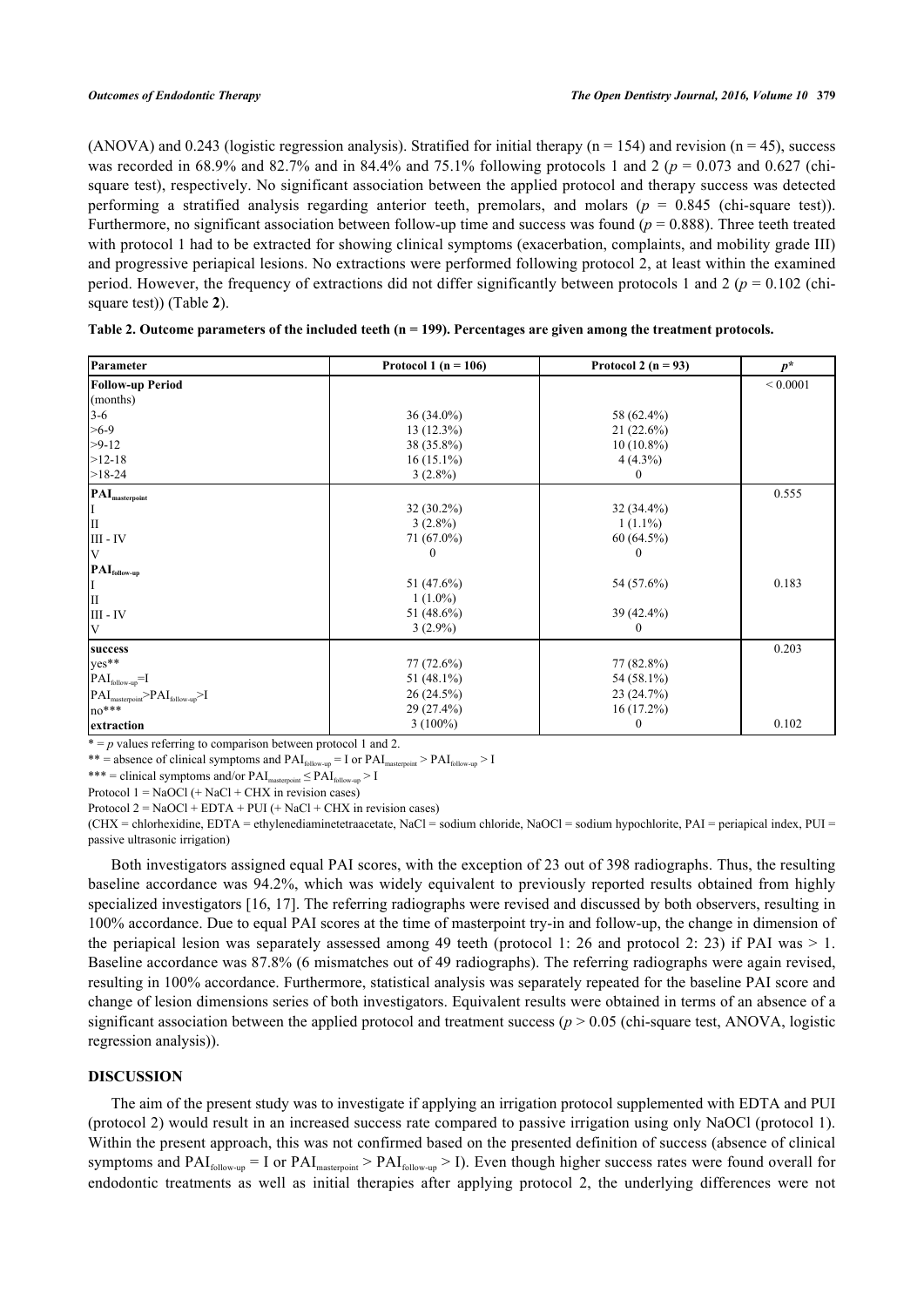(ANOVA) and 0.243 (logistic regression analysis). Stratified for initial therapy (n = 154) and revision (n = 45), success was recorded in 68.9% and 82.7% and in 84.4% and 75.1% following protocols 1 and 2 ($p$ = 0.073 and 0.627 (chi-square test), respectively. No significant association between the applied protocol and therapy success was detected performing a stratified analysis regarding anterior teeth, premolars, and molars ($p$ = 0.845 (chi-square test)). Furthermore, no significant association between follow-up time and success was found ($p$ = 0.888). Three teeth treated with protocol 1 had to be extracted for showing clinical symptoms (exacerbation, complaints, and mobility grade III) and progressive periapical lesions. No extractions were performed following protocol 2, at least within the examined period. However, the frequency of extractions did not differ significantly between protocols 1 and 2 ($p$ = 0.102 (chi-square test)) (Table **2**).

**Table 2. Outcome parameters of the included teeth (n = 199). Percentages are given among the treatment protocols.**

| Parameter | Protocol 1 (n = 106) | Protocol 2 (n = 93) | $p$* |
|---|---|---|---|
| **Follow-up Period** (months) | | | < 0.0001 |
| 3-6 | 36 (34.0%) | 58 (62.4%) | |
| >6-9 | 13 (12.3%) | 21 (22.6%) | |
| >9-12 | 38 (35.8%) | 10 (10.8%) | |
| >12-18 | 16 (15.1%) | 4 (4.3%) | |
| >18-24 | 3 (2.8%) | 0 | |
| **$PAI_{masterpoint}$** | | | 0.555 |
| I | 32 (30.2%) | 32 (34.4%) | |
| II | 3 (2.8%) | 1 (1.1%) | |
| III - IV | 71 (67.0%) | 60 (64.5%) | |
| V | 0 | 0 | |
| **$PAI_{follow-up}$** | | | |
| I | 51 (47.6%) | 54 (57.6%) | 0.183 |
| II | 1 (1.0%) | | |
| III - IV | 51 (48.6%) | 39 (42.4%) | |
| V | 3 (2.9%) | 0 | |
| **success** | | | 0.203 |
| yes** | 77 (72.6%) | 77 (82.8%) | |
| $PAI_{follow-up}$=I | 51 (48.1%) | 54 (58.1%) | |
| $PAI_{masterpoint}$>$PAI_{follow-up}$>I | 26 (24.5%) | 23 (24.7%) | |
| no*** | 29 (27.4%) | 16 (17.2%) | |
| **extraction** | 3 (100%) | 0 | 0.102 |

* = $p$ values referring to comparison between protocol 1 and 2.

** = absence of clinical symptoms and $PAI_{follow-up}$ = I or $PAI_{masterpoint}$ > $PAI_{follow-up}$ > I

*** = clinical symptoms and/or $PAI_{masterpoint}$ ≤ $PAI_{follow-up}$ > I

Protocol 1 = NaOCl (+ NaCl + CHX in revision cases)

Protocol 2 = NaOCl + EDTA + PUI (+ NaCl + CHX in revision cases)

(CHX = chlorhexidine, EDTA = ethylenediaminetetraacetate, NaCl = sodium chloride, NaOCl = sodium hypochlorite, PAI = periapical index, PUI = passive ultrasonic irrigation)

Both investigators assigned equal PAI scores, with the exception of 23 out of 398 radiographs. Thus, the resulting baseline accordance was 94.2%, which was widely equivalent to previously reported results obtained from highly specialized investigators [16, 17]. The referring radiographs were revised and discussed by both observers, resulting in 100% accordance. Due to equal PAI scores at the time of masterpoint try-in and follow-up, the change in dimension of the periapical lesion was separately assessed among 49 teeth (protocol 1: 26 and protocol 2: 23) if PAI was > 1. Baseline accordance was 87.8% (6 mismatches out of 49 radiographs). The referring radiographs were again revised, resulting in 100% accordance. Furthermore, statistical analysis was separately repeated for the baseline PAI score and change of lesion dimensions series of both investigators. Equivalent results were obtained in terms of an absence of a significant association between the applied protocol and treatment success ($p$ > 0.05 (chi-square test, ANOVA, logistic regression analysis)).

## DISCUSSION

The aim of the present study was to investigate if applying an irrigation protocol supplemented with EDTA and PUI (protocol 2) would result in an increased success rate compared to passive irrigation using only NaOCl (protocol 1). Within the present approach, this was not confirmed based on the presented definition of success (absence of clinical symptoms and $PAI_{follow-up}$ = I or $PAI_{masterpoint}$ > $PAI_{follow-up}$ > I). Even though higher success rates were found overall for endodontic treatments as well as initial therapies after applying protocol 2, the underlying differences were not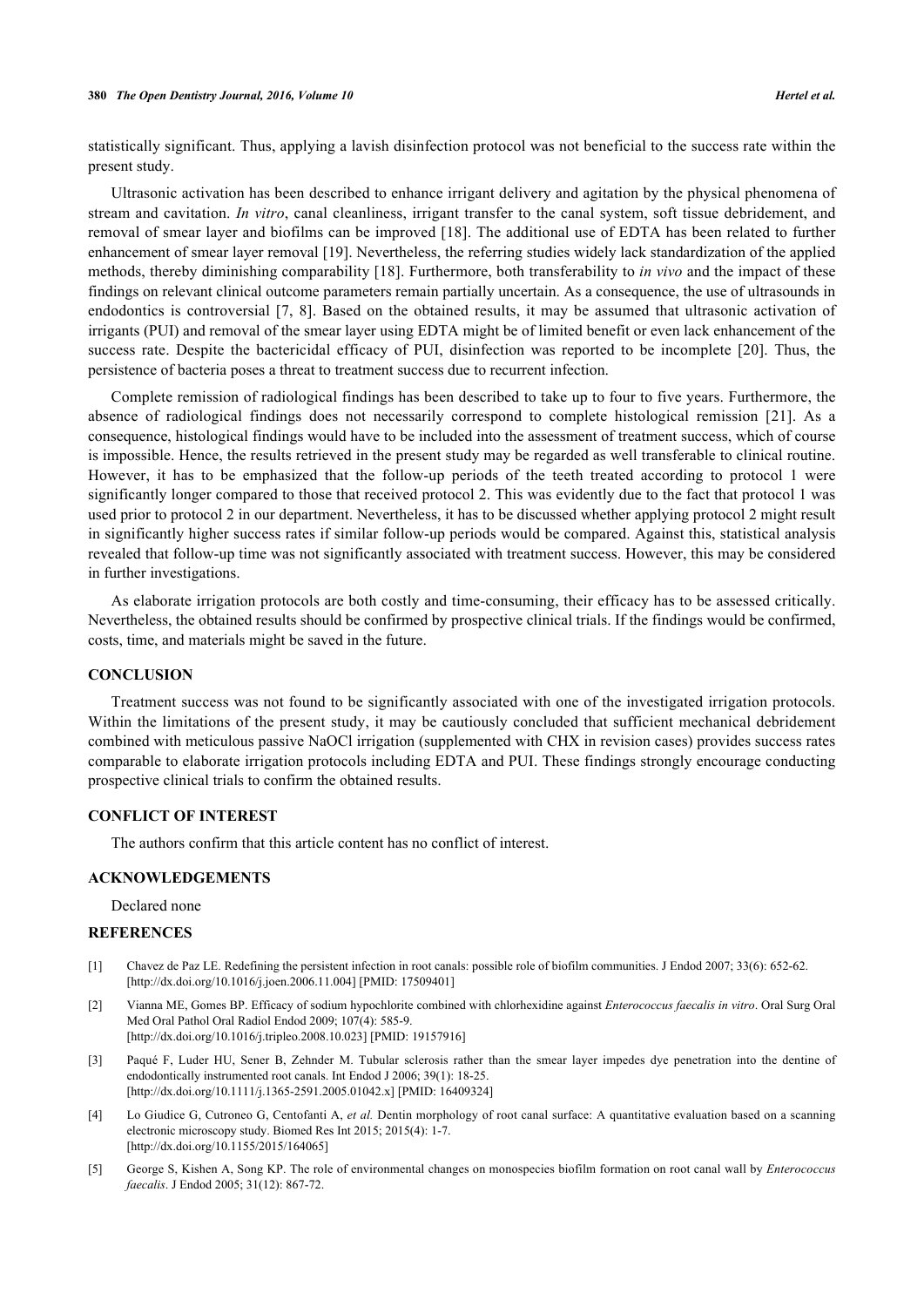statistically significant. Thus, applying a lavish disinfection protocol was not beneficial to the success rate within the present study.

Ultrasonic activation has been described to enhance irrigant delivery and agitation by the physical phenomena of stream and cavitation. *In vitro*, canal cleanliness, irrigant transfer to the canal system, soft tissue debridement, and removal of smear layer and biofilms can be improved [18]. The additional use of EDTA has been related to further enhancement of smear layer removal [19]. Nevertheless, the referring studies widely lack standardization of the applied methods, thereby diminishing comparability [18]. Furthermore, both transferability to *in vivo* and the impact of these findings on relevant clinical outcome parameters remain partially uncertain. As a consequence, the use of ultrasounds in endodontics is controversial [7, 8]. Based on the obtained results, it may be assumed that ultrasonic activation of irrigants (PUI) and removal of the smear layer using EDTA might be of limited benefit or even lack enhancement of the success rate. Despite the bactericidal efficacy of PUI, disinfection was reported to be incomplete [20]. Thus, the persistence of bacteria poses a threat to treatment success due to recurrent infection.

Complete remission of radiological findings has been described to take up to four to five years. Furthermore, the absence of radiological findings does not necessarily correspond to complete histological remission [21]. As a consequence, histological findings would have to be included into the assessment of treatment success, which of course is impossible. Hence, the results retrieved in the present study may be regarded as well transferable to clinical routine. However, it has to be emphasized that the follow-up periods of the teeth treated according to protocol 1 were significantly longer compared to those that received protocol 2. This was evidently due to the fact that protocol 1 was used prior to protocol 2 in our department. Nevertheless, it has to be discussed whether applying protocol 2 might result in significantly higher success rates if similar follow-up periods would be compared. Against this, statistical analysis revealed that follow-up time was not significantly associated with treatment success. However, this may be considered in further investigations.

As elaborate irrigation protocols are both costly and time-consuming, their efficacy has to be assessed critically. Nevertheless, the obtained results should be confirmed by prospective clinical trials. If the findings would be confirmed, costs, time, and materials might be saved in the future.

## CONCLUSION

Treatment success was not found to be significantly associated with one of the investigated irrigation protocols. Within the limitations of the present study, it may be cautiously concluded that sufficient mechanical debridement combined with meticulous passive NaOCl irrigation (supplemented with CHX in revision cases) provides success rates comparable to elaborate irrigation protocols including EDTA and PUI. These findings strongly encourage conducting prospective clinical trials to confirm the obtained results.

## CONFLICT OF INTEREST

The authors confirm that this article content has no conflict of interest.

## ACKNOWLEDGEMENTS

Declared none

## REFERENCES

[1] Chavez de Paz LE. Redefining the persistent infection in root canals: possible role of biofilm communities. J Endod 2007; 33(6): 652-62. [http://dx.doi.org/10.1016/j.joen.2006.11.004] [PMID: 17509401]

[2] Vianna ME, Gomes BP. Efficacy of sodium hypochlorite combined with chlorhexidine against *Enterococcus faecalis in vitro*. Oral Surg Oral Med Oral Pathol Oral Radiol Endod 2009; 107(4): 585-9. [http://dx.doi.org/10.1016/j.tripleo.2008.10.023] [PMID: 19157916]

[3] Paqué F, Luder HU, Sener B, Zehnder M. Tubular sclerosis rather than the smear layer impedes dye penetration into the dentine of endodontically instrumented root canals. Int Endod J 2006; 39(1): 18-25. [http://dx.doi.org/10.1111/j.1365-2591.2005.01042.x] [PMID: 16409324]

[4] Lo Giudice G, Cutroneo G, Centofanti A, *et al.* Dentin morphology of root canal surface: A quantitative evaluation based on a scanning electronic microscopy study. Biomed Res Int 2015; 2015(4): 1-7. [http://dx.doi.org/10.1155/2015/164065]

[5] George S, Kishen A, Song KP. The role of environmental changes on monospecies biofilm formation on root canal wall by *Enterococcus faecalis*. J Endod 2005; 31(12): 867-72.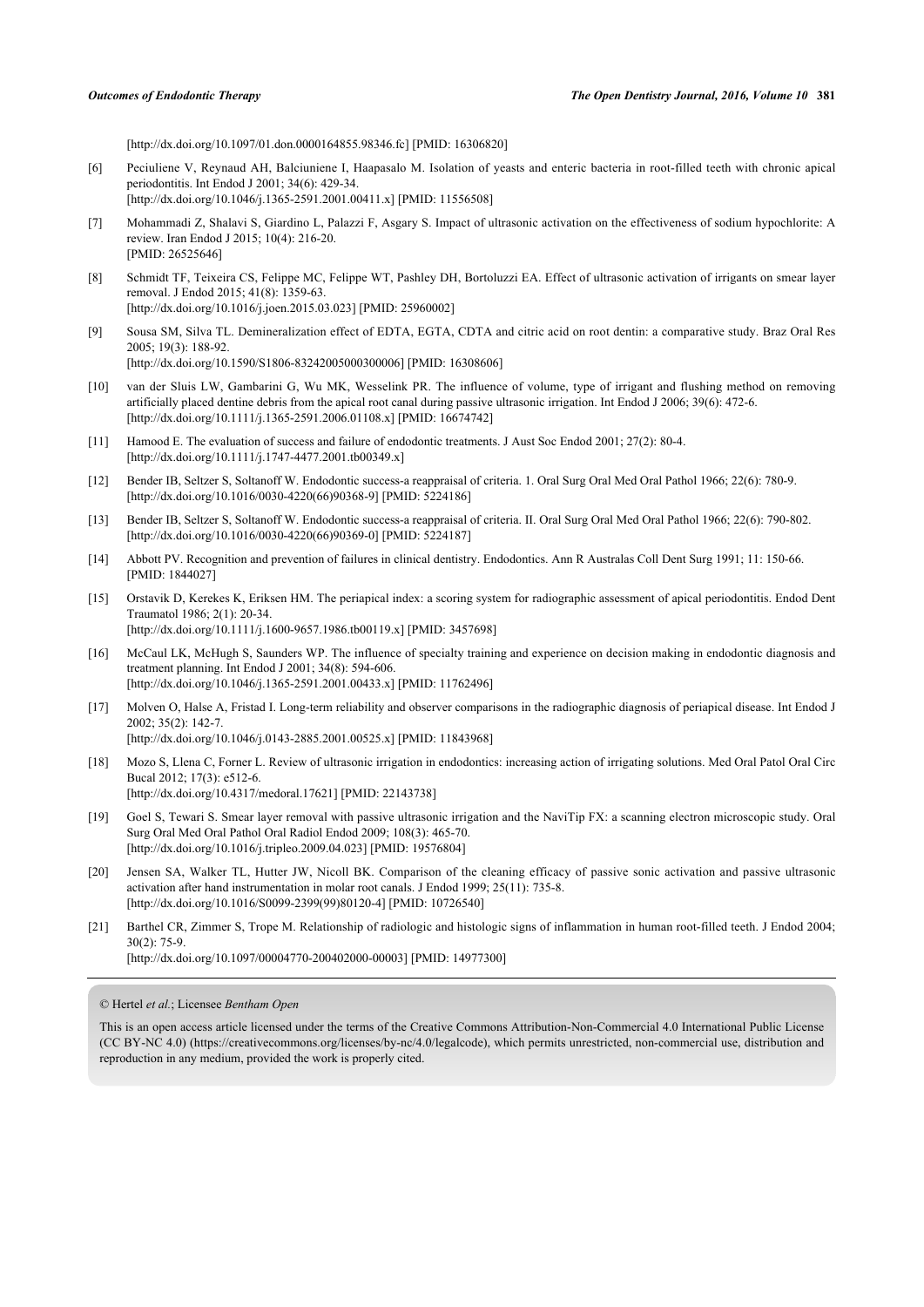[http://dx.doi.org/10.1097/01.don.0000164855.98346.fc] [PMID: 16306820]

[6] Peciuliene V, Reynaud AH, Balciuniene I, Haapasalo M. Isolation of yeasts and enteric bacteria in root-filled teeth with chronic apical periodontitis. Int Endod J 2001; 34(6): 429-34.
[http://dx.doi.org/10.1046/j.1365-2591.2001.00411.x] [PMID: 11556508]

[7] Mohammadi Z, Shalavi S, Giardino L, Palazzi F, Asgary S. Impact of ultrasonic activation on the effectiveness of sodium hypochlorite: A review. Iran Endod J 2015; 10(4): 216-20.
[PMID: 26525646]

[8] Schmidt TF, Teixeira CS, Felippe MC, Felippe WT, Pashley DH, Bortoluzzi EA. Effect of ultrasonic activation of irrigants on smear layer removal. J Endod 2015; 41(8): 1359-63.
[http://dx.doi.org/10.1016/j.joen.2015.03.023] [PMID: 25960002]

[9] Sousa SM, Silva TL. Demineralization effect of EDTA, EGTA, CDTA and citric acid on root dentin: a comparative study. Braz Oral Res 2005; 19(3): 188-92.
[http://dx.doi.org/10.1590/S1806-83242005000300006] [PMID: 16308606]

[10] van der Sluis LW, Gambarini G, Wu MK, Wesselink PR. The influence of volume, type of irrigant and flushing method on removing artificially placed dentine debris from the apical root canal during passive ultrasonic irrigation. Int Endod J 2006; 39(6): 472-6.
[http://dx.doi.org/10.1111/j.1365-2591.2006.01108.x] [PMID: 16674742]

[11] Hamood E. The evaluation of success and failure of endodontic treatments. J Aust Soc Endod 2001; 27(2): 80-4.
[http://dx.doi.org/10.1111/j.1747-4477.2001.tb00349.x]

[12] Bender IB, Seltzer S, Soltanoff W. Endodontic success-a reappraisal of criteria. 1. Oral Surg Oral Med Oral Pathol 1966; 22(6): 780-9.
[http://dx.doi.org/10.1016/0030-4220(66)90368-9] [PMID: 5224186]

[13] Bender IB, Seltzer S, Soltanoff W. Endodontic success-a reappraisal of criteria. II. Oral Surg Oral Med Oral Pathol 1966; 22(6): 790-802.
[http://dx.doi.org/10.1016/0030-4220(66)90369-0] [PMID: 5224187]

[14] Abbott PV. Recognition and prevention of failures in clinical dentistry. Endodontics. Ann R Australas Coll Dent Surg 1991; 11: 150-66.
[PMID: 1844027]

[15] Orstavik D, Kerekes K, Eriksen HM. The periapical index: a scoring system for radiographic assessment of apical periodontitis. Endod Dent Traumatol 1986; 2(1): 20-34.
[http://dx.doi.org/10.1111/j.1600-9657.1986.tb00119.x] [PMID: 3457698]

[16] McCaul LK, McHugh S, Saunders WP. The influence of specialty training and experience on decision making in endodontic diagnosis and treatment planning. Int Endod J 2001; 34(8): 594-606.
[http://dx.doi.org/10.1046/j.1365-2591.2001.00433.x] [PMID: 11762496]

[17] Molven O, Halse A, Fristad I. Long-term reliability and observer comparisons in the radiographic diagnosis of periapical disease. Int Endod J 2002; 35(2): 142-7.
[http://dx.doi.org/10.1046/j.0143-2885.2001.00525.x] [PMID: 11843968]

[18] Mozo S, Llena C, Forner L. Review of ultrasonic irrigation in endodontics: increasing action of irrigating solutions. Med Oral Patol Oral Circ Bucal 2012; 17(3): e512-6.
[http://dx.doi.org/10.4317/medoral.17621] [PMID: 22143738]

[19] Goel S, Tewari S. Smear layer removal with passive ultrasonic irrigation and the NaviTip FX: a scanning electron microscopic study. Oral Surg Oral Med Oral Pathol Oral Radiol Endod 2009; 108(3): 465-70.
[http://dx.doi.org/10.1016/j.tripleo.2009.04.023] [PMID: 19576804]

[20] Jensen SA, Walker TL, Hutter JW, Nicoll BK. Comparison of the cleaning efficacy of passive sonic activation and passive ultrasonic activation after hand instrumentation in molar root canals. J Endod 1999; 25(11): 735-8.
[http://dx.doi.org/10.1016/S0099-2399(99)80120-4] [PMID: 10726540]

[21] Barthel CR, Zimmer S, Trope M. Relationship of radiologic and histologic signs of inflammation in human root-filled teeth. J Endod 2004; 30(2): 75-9.
[http://dx.doi.org/10.1097/00004770-200402000-00003] [PMID: 14977300]

© Hertel *et al.*; Licensee *Bentham Open*

This is an open access article licensed under the terms of the Creative Commons Attribution-Non-Commercial 4.0 International Public License (CC BY-NC 4.0) (https://creativecommons.org/licenses/by-nc/4.0/legalcode), which permits unrestricted, non-commercial use, distribution and reproduction in any medium, provided the work is properly cited.